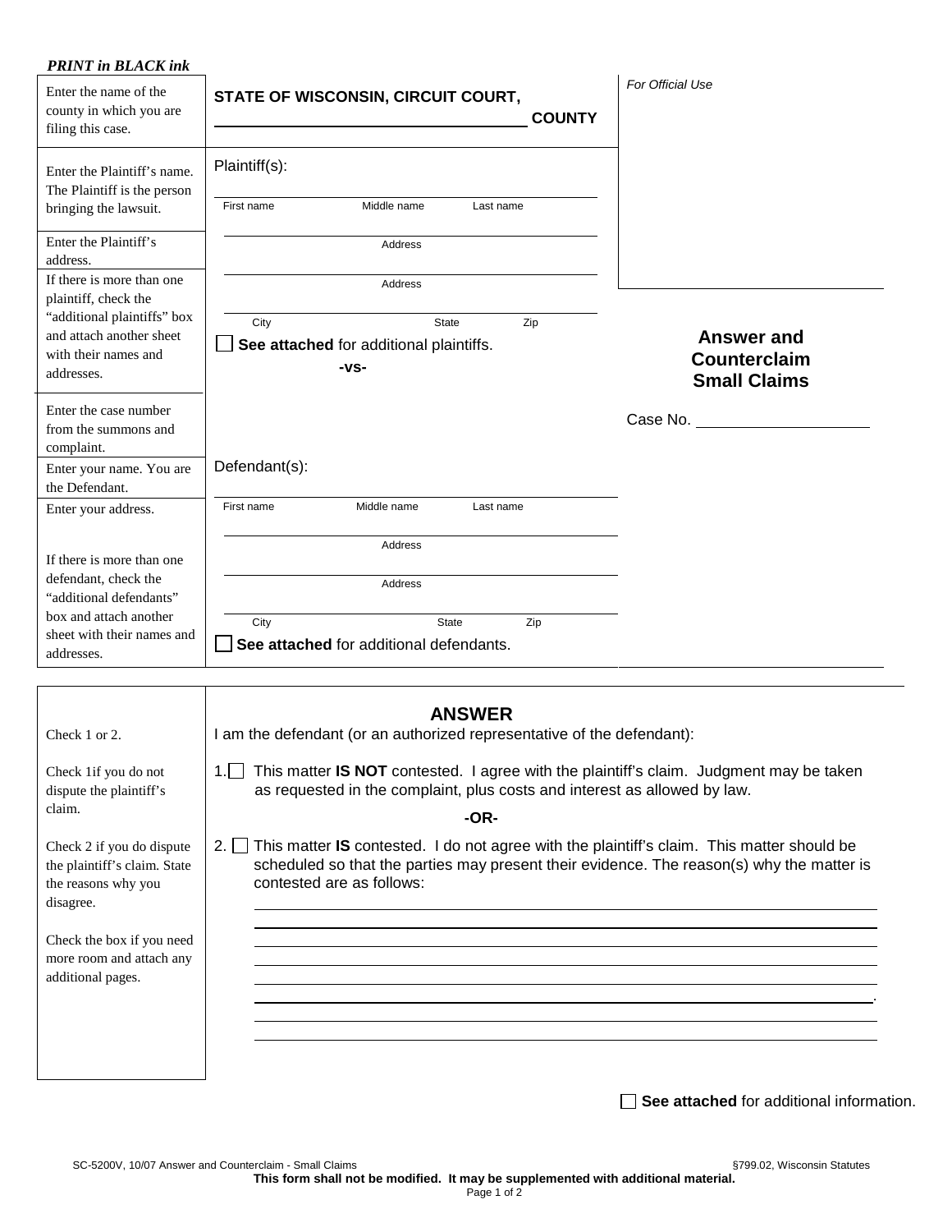***PRINT in BLACK ink***

| Instructions | Form | |
|---|---|---|
| Enter the name of the county in which you are filing this case. | **STATE OF WISCONSIN, CIRCUIT COURT,** ______________________ **COUNTY** | *For Official Use* |
| Enter the Plaintiff's name. The Plaintiff is the person bringing the lawsuit. | Plaintiff(s): ______________________ First name / Middle name / Last name | |
| Enter the Plaintiff's address. | ______________________ Address | |
| If there is more than one plaintiff, check the "additional plaintiffs" box and attach another sheet with their names and addresses. | ______________________ Address<br>______________________ City / State / Zip<br>☐ **See attached** for additional plaintiffs.<br>**-vs-** | **Answer and Counterclaim Small Claims** |
| Enter the case number from the summons and complaint. | | Case No. ______________ |
| Enter your name. You are the Defendant. | Defendant(s): ______________________ First name / Middle name / Last name | |
| Enter your address. | ______________________ Address | |
| If there is more than one defendant, check the "additional defendants" box and attach another sheet with their names and addresses. | ______________________ Address<br>______________________ City / State / Zip<br>☐ **See attached** for additional defendants. | |

## ANSWER

Check 1 or 2.

I am the defendant (or an authorized representative of the defendant):

*Check 1 if you do not dispute the plaintiff's claim.*

1. ☐ This matter **IS NOT** contested. I agree with the plaintiff's claim. Judgment may be taken as requested in the complaint, plus costs and interest as allowed by law.

**-OR-**

*Check 2 if you do dispute the plaintiff's claim. State the reasons why you disagree.*

2. ☐ This matter **IS** contested. I do not agree with the plaintiff's claim. This matter should be scheduled so that the parties may present their evidence. The reason(s) why the matter is contested are as follows:

______________________________________________________________

______________________________________________________________

______________________________________________________________

______________________________________________________________

______________________________________________________________

______________________________________________________________.

______________________________________________________________

______________________________________________________________

*Check the box if you need more room and attach any additional pages.*

☐ **See attached** for additional information.

SC-5200V, 10/07 Answer and Counterclaim - Small Claims — §799.02, Wisconsin Statutes

**This form shall not be modified. It may be supplemented with additional material.**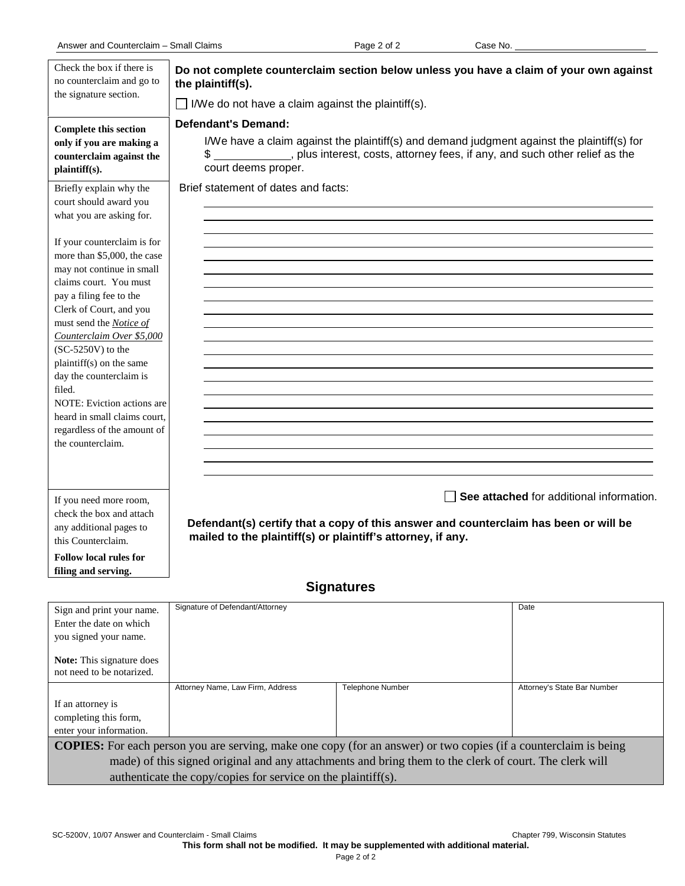Check the box if there is no counterclaim and go to the signature section.

**Do not complete counterclaim section below unless you have a claim of your own against the plaintiff(s).**

☐ I/We do not have a claim against the plaintiff(s).

**Complete this section only if you are making a counterclaim against the plaintiff(s).**

**Defendant's Demand:**

I/We have a claim against the plaintiff(s) and demand judgment against the plaintiff(s) for $ ____________, plus interest, costs, attorney fees, if any, and such other relief as the court deems proper.

Briefly explain why the court should award you what you are asking for.

If your counterclaim is for more than $5,000, the case may not continue in small claims court. You must pay a filing fee to the Clerk of Court, and you must send the *Notice of Counterclaim Over $5,000* (SC-5250V) to the plaintiff(s) on the same day the counterclaim is filed.

NOTE: Eviction actions are heard in small claims court, regardless of the amount of the counterclaim.

Brief statement of dates and facts:

______________________________________________________________________

______________________________________________________________________

______________________________________________________________________

______________________________________________________________________

______________________________________________________________________

______________________________________________________________________

______________________________________________________________________

______________________________________________________________________

______________________________________________________________________

______________________________________________________________________

______________________________________________________________________

______________________________________________________________________

______________________________________________________________________

______________________________________________________________________

______________________________________________________________________

______________________________________________________________________

______________________________________________________________________

______________________________________________________________________

______________________________________________________________________

______________________________________________________________________

If you need more room, check the box and attach any additional pages to this Counterclaim.

☐ **See attached** for additional information.

**Follow local rules for filing and serving.**

**Defendant(s) certify that a copy of this answer and counterclaim has been or will be mailed to the plaintiff(s) or plaintiff's attorney, if any.**

## Signatures

| | | | |
|---|---|---|---|
| Sign and print your name. Enter the date on which you signed your name. **Note:** This signature does not need to be notarized. | Signature of Defendant/Attorney | | Date |
| If an attorney is completing this form, enter your information. | Attorney Name, Law Firm, Address | Telephone Number | Attorney's State Bar Number |

**COPIES:** For each person you are serving, make one copy (for an answer) or two copies (if a counterclaim is being made) of this signed original and any attachments and bring them to the clerk of court. The clerk will authenticate the copy/copies for service on the plaintiff(s).

SC-5200V, 10/07 Answer and Counterclaim - Small Claims — Chapter 799, Wisconsin Statutes

**This form shall not be modified. It may be supplemented with additional material.**